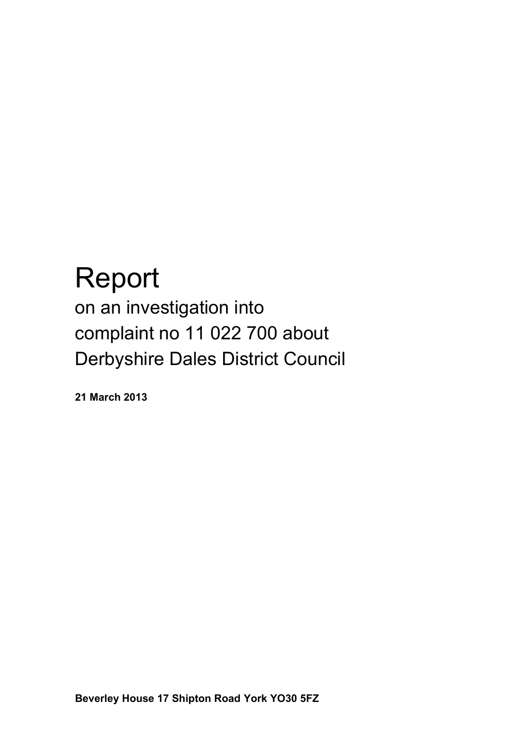# Report

## on an investigation into complaint no 11 022 700 about Derbyshire Dales District Council

**21 March 2013**

**Beverley House 17 Shipton Road York YO30 5FZ**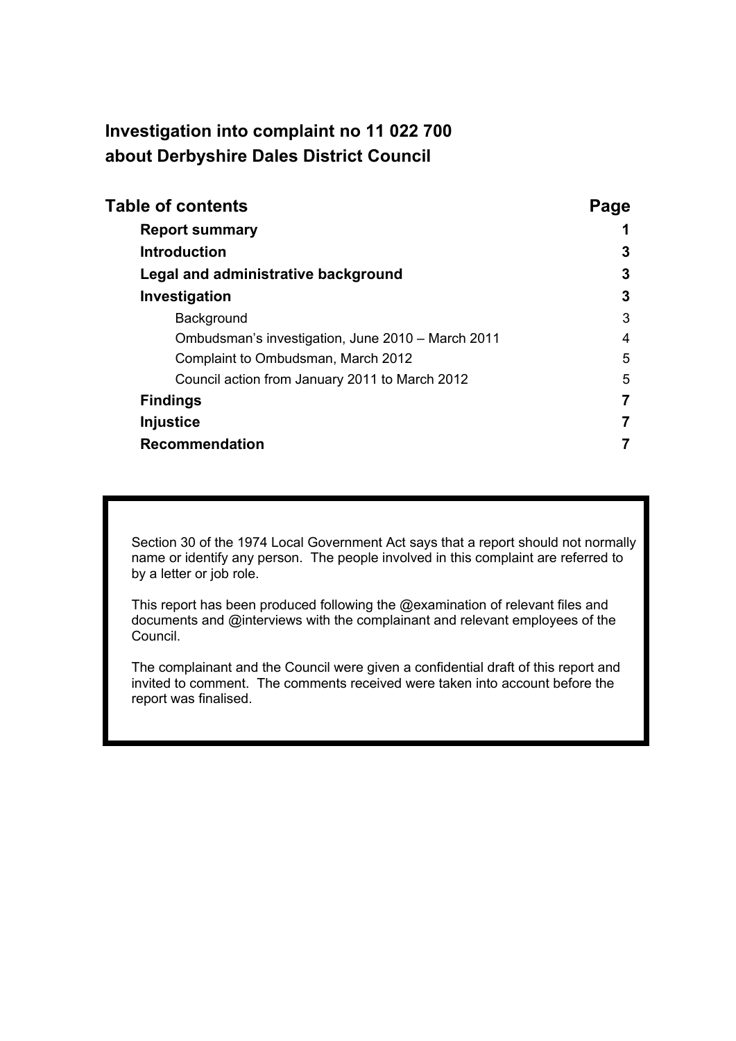## Investigation into complaint no 11 022 700 about Derbyshire Dales District Council

### Table of contents

| Table of contents | Page |
|---|---|
| **Report summary** | **1** |
| **Introduction** | **3** |
| **Legal and administrative background** | **3** |
| **Investigation** | **3** |
| Background | 3 |
| Ombudsman's investigation, June 2010 – March 2011 | 4 |
| Complaint to Ombudsman, March 2012 | 5 |
| Council action from January 2011 to March 2012 | 5 |
| **Findings** | **7** |
| **Injustice** | **7** |
| **Recommendation** | **7** |

Section 30 of the 1974 Local Government Act says that a report should not normally name or identify any person. The people involved in this complaint are referred to by a letter or job role.

This report has been produced following the @examination of relevant files and documents and @interviews with the complainant and relevant employees of the Council.

The complainant and the Council were given a confidential draft of this report and invited to comment. The comments received were taken into account before the report was finalised.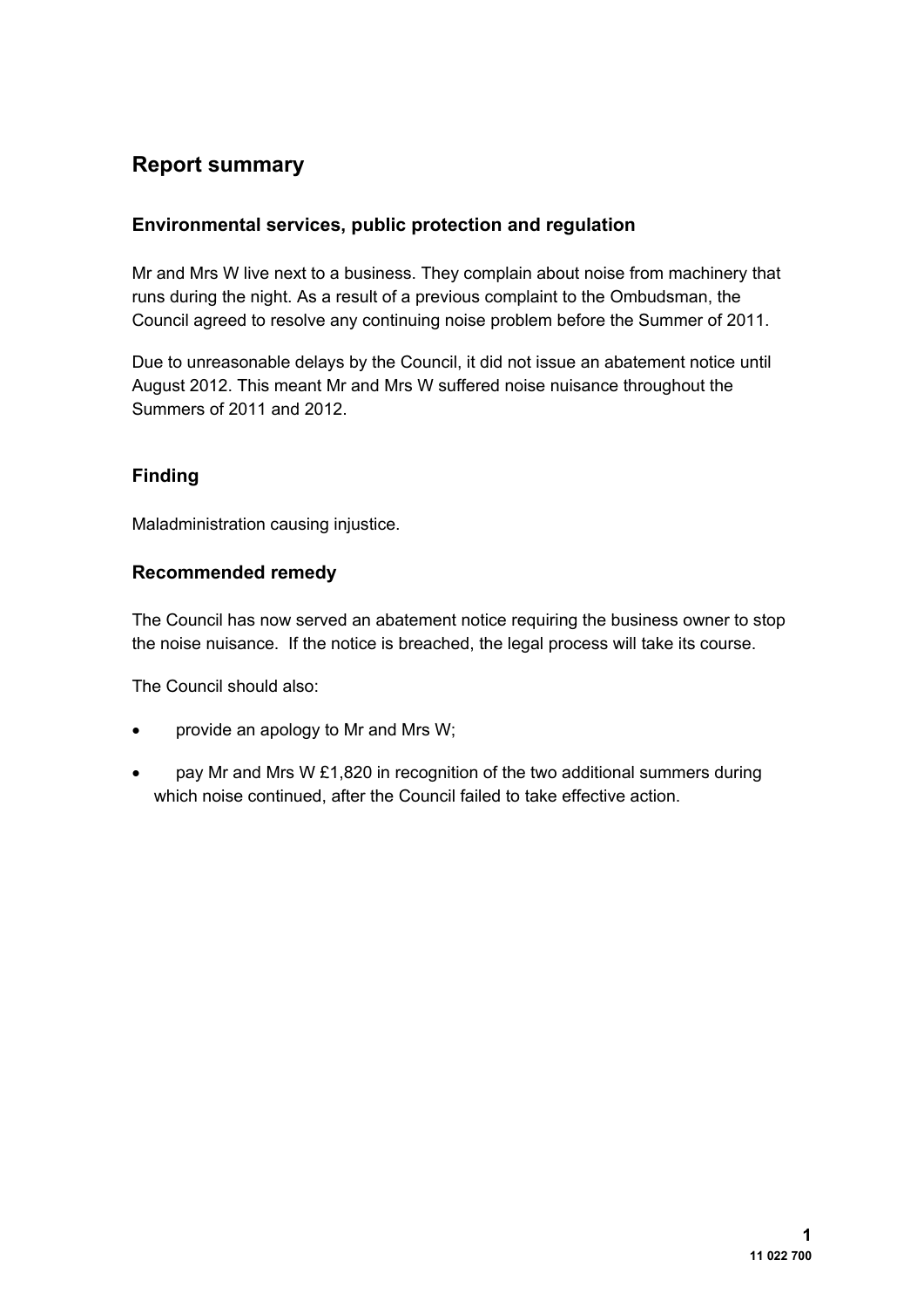# Report summary

## Environmental services, public protection and regulation

Mr and Mrs W live next to a business. They complain about noise from machinery that runs during the night. As a result of a previous complaint to the Ombudsman, the Council agreed to resolve any continuing noise problem before the Summer of 2011.

Due to unreasonable delays by the Council, it did not issue an abatement notice until August 2012. This meant Mr and Mrs W suffered noise nuisance throughout the Summers of 2011 and 2012.

## Finding

Maladministration causing injustice.

## Recommended remedy

The Council has now served an abatement notice requiring the business owner to stop the noise nuisance. If the notice is breached, the legal process will take its course.

The Council should also:

- provide an apology to Mr and Mrs W;
- pay Mr and Mrs W £1,820 in recognition of the two additional summers during which noise continued, after the Council failed to take effective action.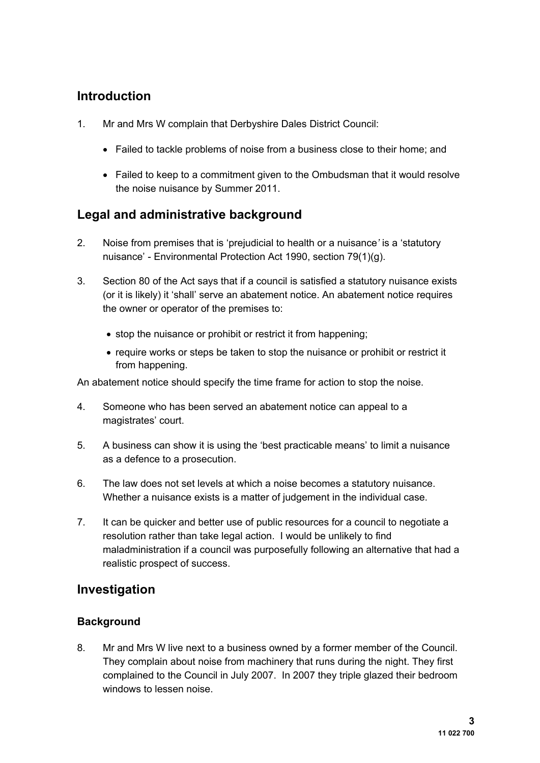## Introduction

1. Mr and Mrs W complain that Derbyshire Dales District Council:

   - Failed to tackle problems of noise from a business close to their home; and
   - Failed to keep to a commitment given to the Ombudsman that it would resolve the noise nuisance by Summer 2011.

## Legal and administrative background

2. Noise from premises that is 'prejudicial to health or a nuisance' is a 'statutory nuisance' - Environmental Protection Act 1990, section 79(1)(g).

3. Section 80 of the Act says that if a council is satisfied a statutory nuisance exists (or it is likely) it 'shall' serve an abatement notice. An abatement notice requires the owner or operator of the premises to:

   - stop the nuisance or prohibit or restrict it from happening;
   - require works or steps be taken to stop the nuisance or prohibit or restrict it from happening.

An abatement notice should specify the time frame for action to stop the noise.

4. Someone who has been served an abatement notice can appeal to a magistrates' court.

5. A business can show it is using the 'best practicable means' to limit a nuisance as a defence to a prosecution.

6. The law does not set levels at which a noise becomes a statutory nuisance. Whether a nuisance exists is a matter of judgement in the individual case.

7. It can be quicker and better use of public resources for a council to negotiate a resolution rather than take legal action. I would be unlikely to find maladministration if a council was purposefully following an alternative that had a realistic prospect of success.

## Investigation

### Background

8. Mr and Mrs W live next to a business owned by a former member of the Council. They complain about noise from machinery that runs during the night. They first complained to the Council in July 2007. In 2007 they triple glazed their bedroom windows to lessen noise.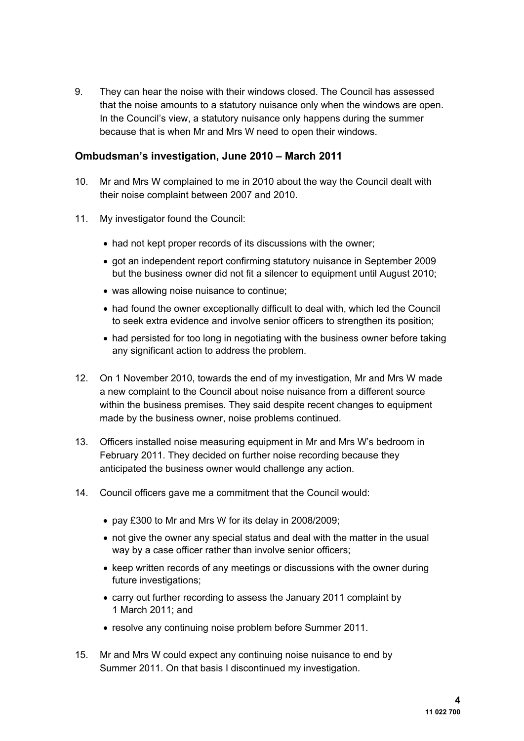9. They can hear the noise with their windows closed. The Council has assessed that the noise amounts to a statutory nuisance only when the windows are open. In the Council's view, a statutory nuisance only happens during the summer because that is when Mr and Mrs W need to open their windows.

### Ombudsman's investigation, June 2010 – March 2011

10. Mr and Mrs W complained to me in 2010 about the way the Council dealt with their noise complaint between 2007 and 2010.

11. My investigator found the Council:

    - had not kept proper records of its discussions with the owner;
    - got an independent report confirming statutory nuisance in September 2009 but the business owner did not fit a silencer to equipment until August 2010;
    - was allowing noise nuisance to continue;
    - had found the owner exceptionally difficult to deal with, which led the Council to seek extra evidence and involve senior officers to strengthen its position;
    - had persisted for too long in negotiating with the business owner before taking any significant action to address the problem.

12. On 1 November 2010, towards the end of my investigation, Mr and Mrs W made a new complaint to the Council about noise nuisance from a different source within the business premises. They said despite recent changes to equipment made by the business owner, noise problems continued.

13. Officers installed noise measuring equipment in Mr and Mrs W's bedroom in February 2011. They decided on further noise recording because they anticipated the business owner would challenge any action.

14. Council officers gave me a commitment that the Council would:

    - pay £300 to Mr and Mrs W for its delay in 2008/2009;
    - not give the owner any special status and deal with the matter in the usual way by a case officer rather than involve senior officers;
    - keep written records of any meetings or discussions with the owner during future investigations;
    - carry out further recording to assess the January 2011 complaint by 1 March 2011; and
    - resolve any continuing noise problem before Summer 2011.

15. Mr and Mrs W could expect any continuing noise nuisance to end by Summer 2011. On that basis I discontinued my investigation.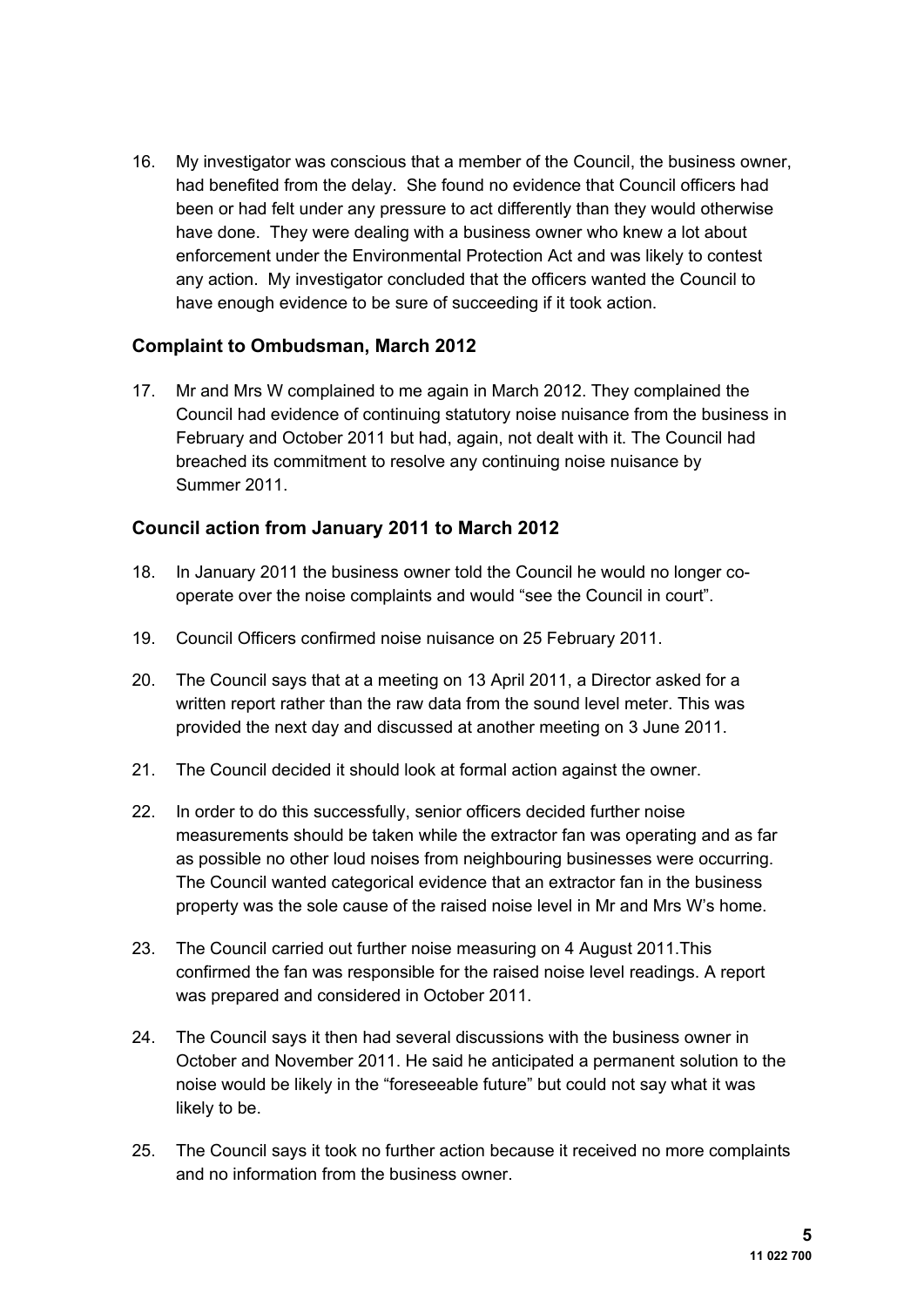16. My investigator was conscious that a member of the Council, the business owner, had benefited from the delay. She found no evidence that Council officers had been or had felt under any pressure to act differently than they would otherwise have done. They were dealing with a business owner who knew a lot about enforcement under the Environmental Protection Act and was likely to contest any action. My investigator concluded that the officers wanted the Council to have enough evidence to be sure of succeeding if it took action.

### Complaint to Ombudsman, March 2012

17. Mr and Mrs W complained to me again in March 2012. They complained the Council had evidence of continuing statutory noise nuisance from the business in February and October 2011 but had, again, not dealt with it. The Council had breached its commitment to resolve any continuing noise nuisance by Summer 2011.

### Council action from January 2011 to March 2012

18. In January 2011 the business owner told the Council he would no longer co-operate over the noise complaints and would "see the Council in court".

19. Council Officers confirmed noise nuisance on 25 February 2011.

20. The Council says that at a meeting on 13 April 2011, a Director asked for a written report rather than the raw data from the sound level meter. This was provided the next day and discussed at another meeting on 3 June 2011.

21. The Council decided it should look at formal action against the owner.

22. In order to do this successfully, senior officers decided further noise measurements should be taken while the extractor fan was operating and as far as possible no other loud noises from neighbouring businesses were occurring. The Council wanted categorical evidence that an extractor fan in the business property was the sole cause of the raised noise level in Mr and Mrs W's home.

23. The Council carried out further noise measuring on 4 August 2011.This confirmed the fan was responsible for the raised noise level readings. A report was prepared and considered in October 2011.

24. The Council says it then had several discussions with the business owner in October and November 2011. He said he anticipated a permanent solution to the noise would be likely in the "foreseeable future" but could not say what it was likely to be.

25. The Council says it took no further action because it received no more complaints and no information from the business owner.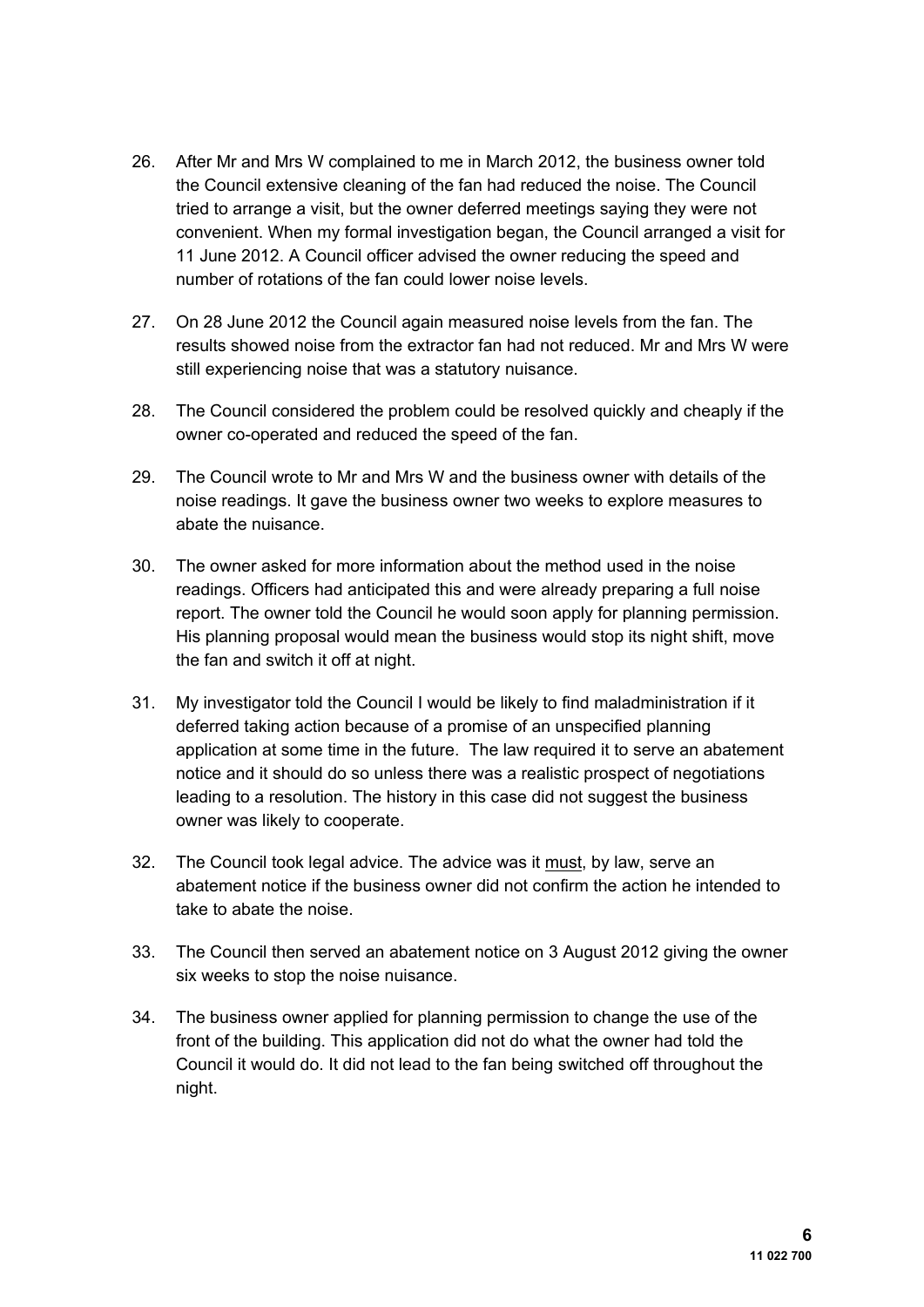26. After Mr and Mrs W complained to me in March 2012, the business owner told the Council extensive cleaning of the fan had reduced the noise. The Council tried to arrange a visit, but the owner deferred meetings saying they were not convenient. When my formal investigation began, the Council arranged a visit for 11 June 2012. A Council officer advised the owner reducing the speed and number of rotations of the fan could lower noise levels.

27. On 28 June 2012 the Council again measured noise levels from the fan. The results showed noise from the extractor fan had not reduced. Mr and Mrs W were still experiencing noise that was a statutory nuisance.

28. The Council considered the problem could be resolved quickly and cheaply if the owner co-operated and reduced the speed of the fan.

29. The Council wrote to Mr and Mrs W and the business owner with details of the noise readings. It gave the business owner two weeks to explore measures to abate the nuisance.

30. The owner asked for more information about the method used in the noise readings. Officers had anticipated this and were already preparing a full noise report. The owner told the Council he would soon apply for planning permission. His planning proposal would mean the business would stop its night shift, move the fan and switch it off at night.

31. My investigator told the Council I would be likely to find maladministration if it deferred taking action because of a promise of an unspecified planning application at some time in the future. The law required it to serve an abatement notice and it should do so unless there was a realistic prospect of negotiations leading to a resolution. The history in this case did not suggest the business owner was likely to cooperate.

32. The Council took legal advice. The advice was it <u>must</u>, by law, serve an abatement notice if the business owner did not confirm the action he intended to take to abate the noise.

33. The Council then served an abatement notice on 3 August 2012 giving the owner six weeks to stop the noise nuisance.

34. The business owner applied for planning permission to change the use of the front of the building. This application did not do what the owner had told the Council it would do. It did not lead to the fan being switched off throughout the night.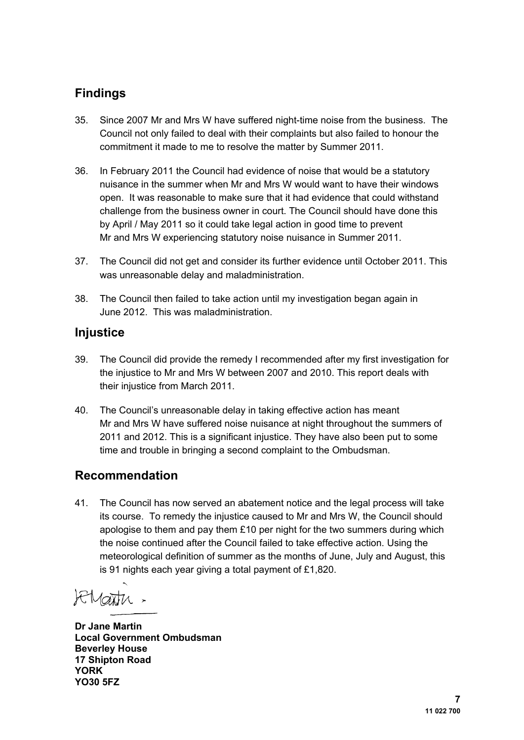## Findings

35. Since 2007 Mr and Mrs W have suffered night-time noise from the business. The Council not only failed to deal with their complaints but also failed to honour the commitment it made to me to resolve the matter by Summer 2011.

36. In February 2011 the Council had evidence of noise that would be a statutory nuisance in the summer when Mr and Mrs W would want to have their windows open. It was reasonable to make sure that it had evidence that could withstand challenge from the business owner in court. The Council should have done this by April / May 2011 so it could take legal action in good time to prevent Mr and Mrs W experiencing statutory noise nuisance in Summer 2011.

37. The Council did not get and consider its further evidence until October 2011. This was unreasonable delay and maladministration.

38. The Council then failed to take action until my investigation began again in June 2012. This was maladministration.

## Injustice

39. The Council did provide the remedy I recommended after my first investigation for the injustice to Mr and Mrs W between 2007 and 2010. This report deals with their injustice from March 2011.

40. The Council's unreasonable delay in taking effective action has meant Mr and Mrs W have suffered noise nuisance at night throughout the summers of 2011 and 2012. This is a significant injustice. They have also been put to some time and trouble in bringing a second complaint to the Ombudsman.

## Recommendation

41. The Council has now served an abatement notice and the legal process will take its course. To remedy the injustice caused to Mr and Mrs W, the Council should apologise to them and pay them £10 per night for the two summers during which the noise continued after the Council failed to take effective action. Using the meteorological definition of summer as the months of June, July and August, this is 91 nights each year giving a total payment of £1,820.

**Dr Jane Martin**
**Local Government Ombudsman**
**Beverley House**
**17 Shipton Road**
**YORK**
**YO30 5FZ**

11 022 700